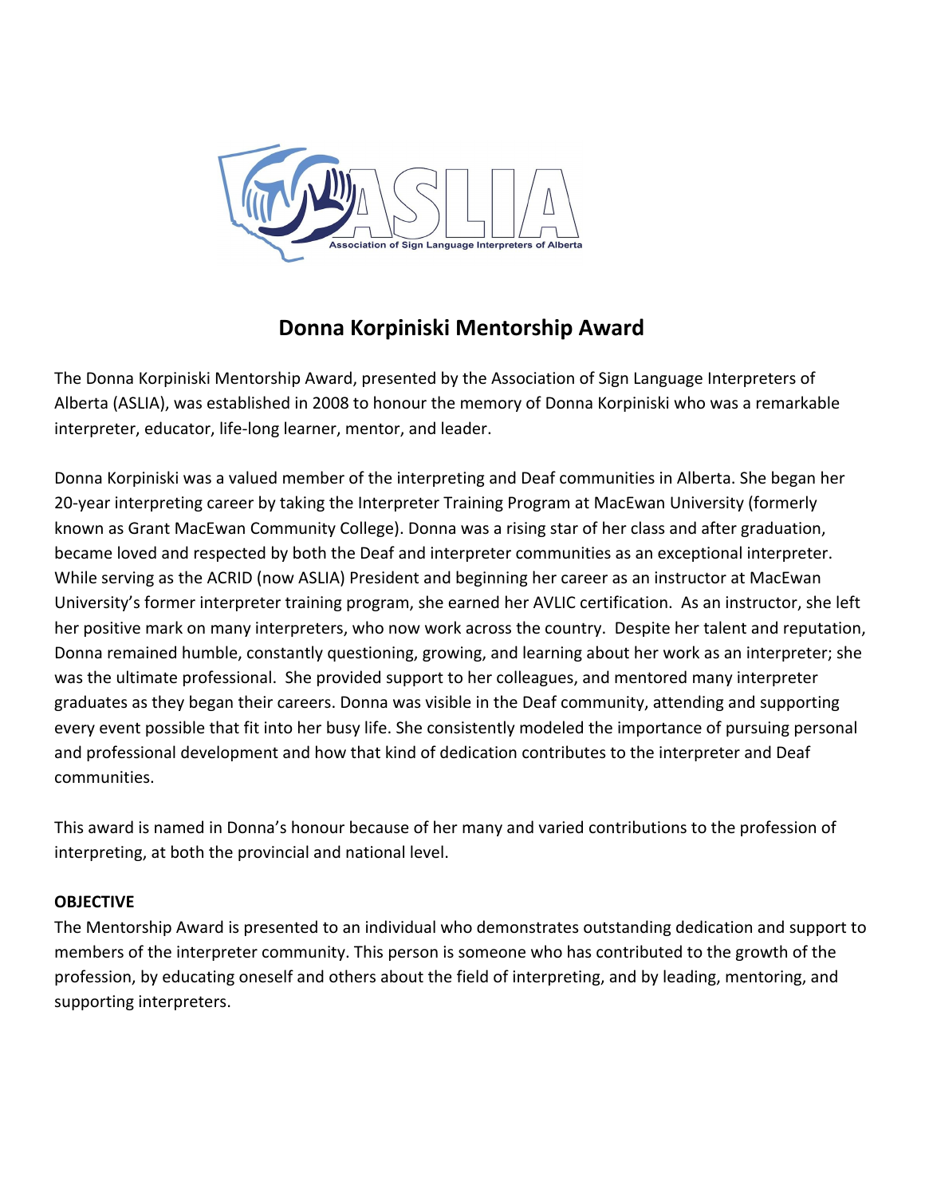ASLIA

Association of Sign Language Interpreters of Alberta

# Donna Korpiniski Mentorship Award

The Donna Korpiniski Mentorship Award, presented by the Association of Sign Language Interpreters of Alberta (ASLIA), was established in 2008 to honour the memory of Donna Korpiniski who was a remarkable interpreter, educator, life-long learner, mentor, and leader.

Donna Korpiniski was a valued member of the interpreting and Deaf communities in Alberta. She began her 20-year interpreting career by taking the Interpreter Training Program at MacEwan University (formerly known as Grant MacEwan Community College). Donna was a rising star of her class and after graduation, became loved and respected by both the Deaf and interpreter communities as an exceptional interpreter. While serving as the ACRID (now ASLIA) President and beginning her career as an instructor at MacEwan University's former interpreter training program, she earned her AVLIC certification. As an instructor, she left her positive mark on many interpreters, who now work across the country. Despite her talent and reputation, Donna remained humble, constantly questioning, growing, and learning about her work as an interpreter; she was the ultimate professional. She provided support to her colleagues, and mentored many interpreter graduates as they began their careers. Donna was visible in the Deaf community, attending and supporting every event possible that fit into her busy life. She consistently modeled the importance of pursuing personal and professional development and how that kind of dedication contributes to the interpreter and Deaf communities.

This award is named in Donna's honour because of her many and varied contributions to the profession of interpreting, at both the provincial and national level.

**OBJECTIVE**

The Mentorship Award is presented to an individual who demonstrates outstanding dedication and support to members of the interpreter community. This person is someone who has contributed to the growth of the profession, by educating oneself and others about the field of interpreting, and by leading, mentoring, and supporting interpreters.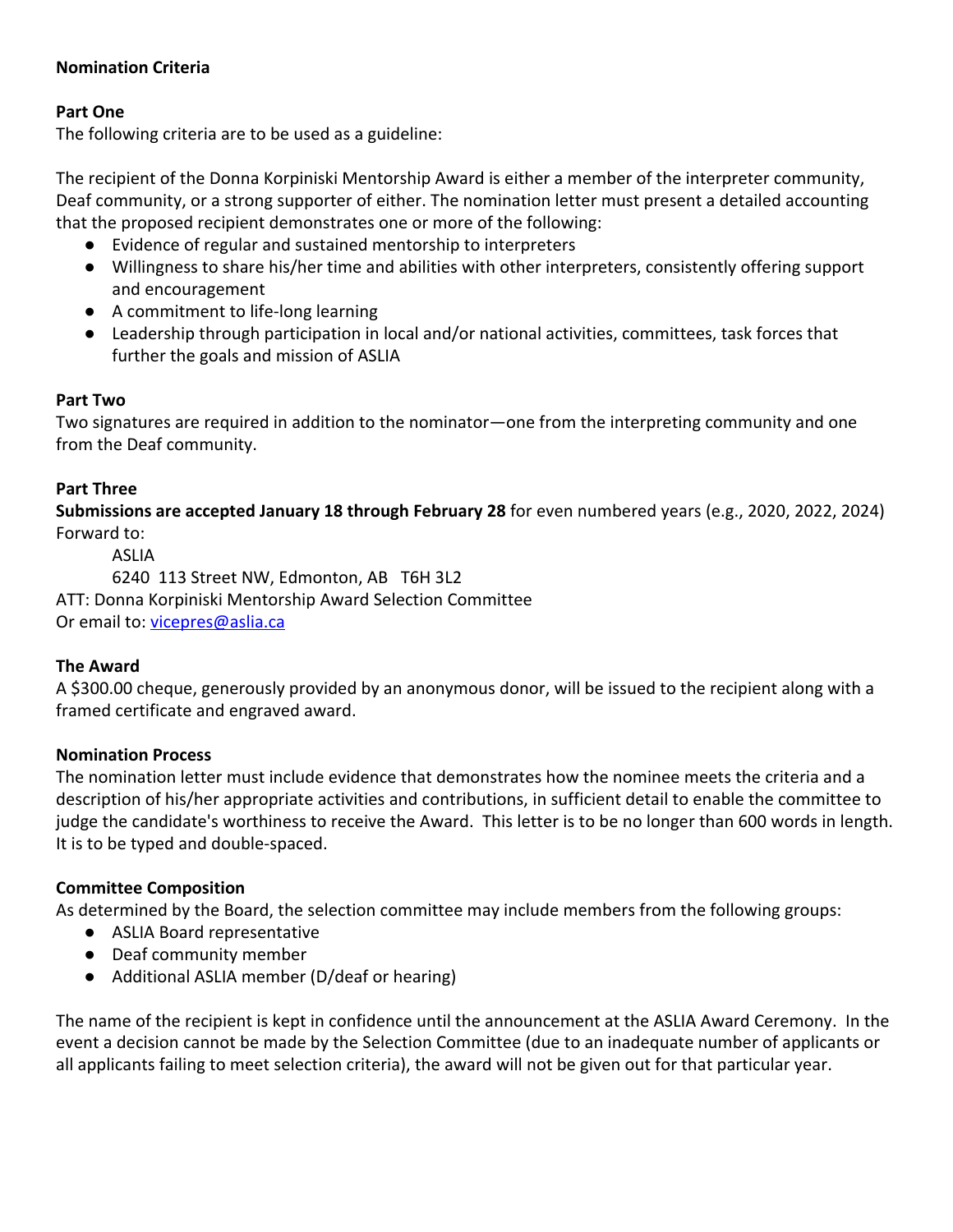**Nomination Criteria**

**Part One**

The following criteria are to be used as a guideline:

The recipient of the Donna Korpiniski Mentorship Award is either a member of the interpreter community, Deaf community, or a strong supporter of either. The nomination letter must present a detailed accounting that the proposed recipient demonstrates one or more of the following:

- Evidence of regular and sustained mentorship to interpreters
- Willingness to share his/her time and abilities with other interpreters, consistently offering support and encouragement
- A commitment to life-long learning
- Leadership through participation in local and/or national activities, committees, task forces that further the goals and mission of ASLIA

**Part Two**

Two signatures are required in addition to the nominator—one from the interpreting community and one from the Deaf community.

**Part Three**

**Submissions are accepted January 18 through February 28** for even numbered years (e.g., 2020, 2022, 2024)

Forward to:

ASLIA
6240 113 Street NW, Edmonton, AB T6H 3L2

ATT: Donna Korpiniski Mentorship Award Selection Committee

Or email to: vicepres@aslia.ca

**The Award**

A $300.00 cheque, generously provided by an anonymous donor, will be issued to the recipient along with a framed certificate and engraved award.

**Nomination Process**

The nomination letter must include evidence that demonstrates how the nominee meets the criteria and a description of his/her appropriate activities and contributions, in sufficient detail to enable the committee to judge the candidate's worthiness to receive the Award. This letter is to be no longer than 600 words in length. It is to be typed and double-spaced.

**Committee Composition**

As determined by the Board, the selection committee may include members from the following groups:

- ASLIA Board representative
- Deaf community member
- Additional ASLIA member (D/deaf or hearing)

The name of the recipient is kept in confidence until the announcement at the ASLIA Award Ceremony. In the event a decision cannot be made by the Selection Committee (due to an inadequate number of applicants or all applicants failing to meet selection criteria), the award will not be given out for that particular year.